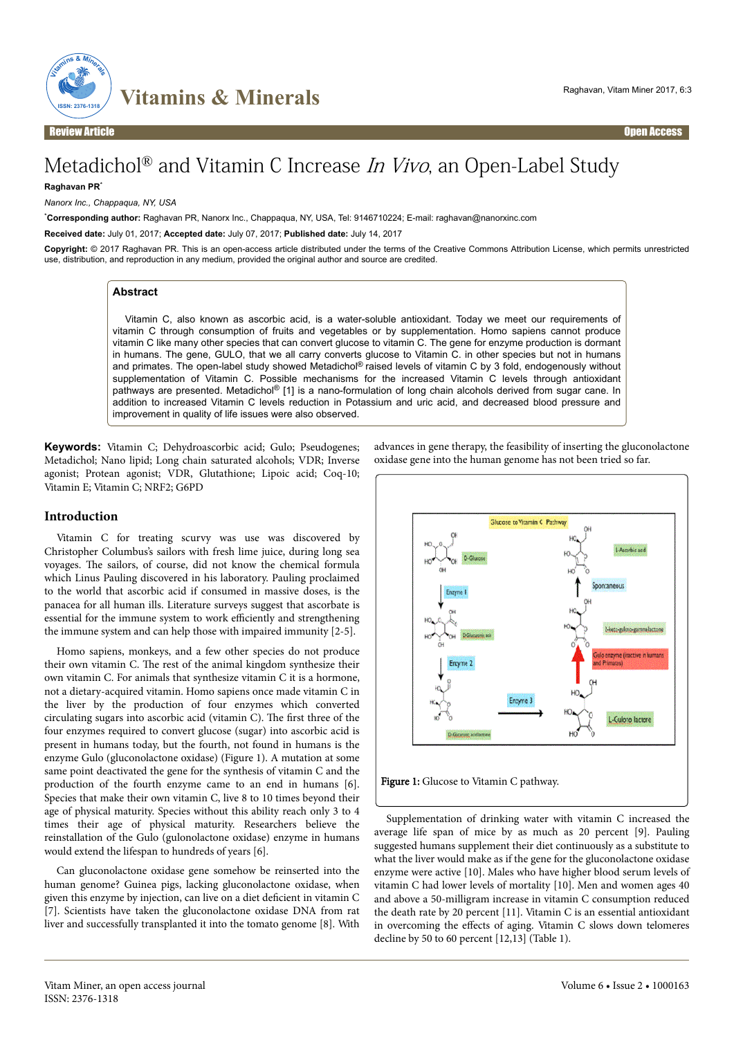# Metadichol® and Vitamin C Increase *In Vivo*, an Open-Label Study

**Raghavan PR***

*Nanorx Inc., Chappaqua, NY, USA*

***Corresponding author:** Raghavan PR, Nanorx Inc., Chappaqua, NY, USA, Tel: 9146710224; E-mail: raghavan@nanorxinc.com

**Received date:** July 01, 2017; **Accepted date:** July 07, 2017; **Published date:** July 14, 2017

**Copyright:** © 2017 Raghavan PR. This is an open-access article distributed under the terms of the Creative Commons Attribution License, which permits unrestricted use, distribution, and reproduction in any medium, provided the original author and source are credited.

## Abstract

Vitamin C, also known as ascorbic acid, is a water-soluble antioxidant. Today we meet our requirements of vitamin C through consumption of fruits and vegetables or by supplementation. Homo sapiens cannot produce vitamin C like many other species that can convert glucose to vitamin C. The gene for enzyme production is dormant in humans. The gene, GULO, that we all carry converts glucose to Vitamin C. in other species but not in humans and primates. The open-label study showed Metadichol® raised levels of vitamin C by 3 fold, endogenously without supplementation of Vitamin C. Possible mechanisms for the increased Vitamin C levels through antioxidant pathways are presented. Metadichol® [1] is a nano-formulation of long chain alcohols derived from sugar cane. In addition to increased Vitamin C levels reduction in Potassium and uric acid, and decreased blood pressure and improvement in quality of life issues were also observed.

**Keywords:** Vitamin C; Dehydroascorbic acid; Gulo; Pseudogenes; Metadichol; Nano lipid; Long chain saturated alcohols; VDR; Inverse agonist; Protean agonist; VDR, Glutathione; Lipoic acid; Coq-10; Vitamin E; Vitamin C; NRF2; G6PD

## Introduction

Vitamin C for treating scurvy was use was discovered by Christopher Columbus's sailors with fresh lime juice, during long sea voyages. The sailors, of course, did not know the chemical formula which Linus Pauling discovered in his laboratory. Pauling proclaimed to the world that ascorbic acid if consumed in massive doses, is the panacea for all human ills. Literature surveys suggest that ascorbate is essential for the immune system to work efficiently and strengthening the immune system and can help those with impaired immunity [2-5].

Homo sapiens, monkeys, and a few other species do not produce their own vitamin C. The rest of the animal kingdom synthesize their own vitamin C. For animals that synthesize vitamin C it is a hormone, not a dietary-acquired vitamin. Homo sapiens once made vitamin C in the liver by the production of four enzymes which converted circulating sugars into ascorbic acid (vitamin C). The first three of the four enzymes required to convert glucose (sugar) into ascorbic acid is present in humans today, but the fourth, not found in humans is the enzyme Gulo (gluconolactone oxidase) (Figure 1). A mutation at some same point deactivated the gene for the synthesis of vitamin C and the production of the fourth enzyme came to an end in humans [6]. Species that make their own vitamin C, live 8 to 10 times beyond their age of physical maturity. Species without this ability reach only 3 to 4 times their age of physical maturity. Researchers believe the reinstallation of the Gulo (gulonolactone oxidase) enzyme in humans would extend the lifespan to hundreds of years [6].

Can gluconolactone oxidase gene somehow be reinserted into the human genome? Guinea pigs, lacking gluconolactone oxidase, when given this enzyme by injection, can live on a diet deficient in vitamin C [7]. Scientists have taken the gluconolactone oxidase DNA from rat liver and successfully transplanted it into the tomato genome [8]. With advances in gene therapy, the feasibility of inserting the gluconolactone oxidase gene into the human genome has not been tried so far.

Glucose to Vitamin C Pathway

D-Glucose

Enzyme 1

D-Glucuronic acid

Enzyme 2

D-Glucuronic acid lactone

Enzyme 3

L-Gulono lactone

Gulo enzyme (inactive in humans and Primates)

I-keto-gulono-gammalactone

Spontaneous

L-Ascorbic acid

**Figure 1:** Glucose to Vitamin C pathway.

Supplementation of drinking water with vitamin C increased the average life span of mice by as much as 20 percent [9]. Pauling suggested humans supplement their diet continuously as a substitute to what the liver would make as if the gene for the gluconolactone oxidase enzyme were active [10]. Males who have higher blood serum levels of vitamin C had lower levels of mortality [10]. Men and women ages 40 and above a 50-milligram increase in vitamin C consumption reduced the death rate by 20 percent [11]. Vitamin C is an essential antioxidant in overcoming the effects of aging. Vitamin C slows down telomeres decline by 50 to 60 percent [12,13] (Table 1).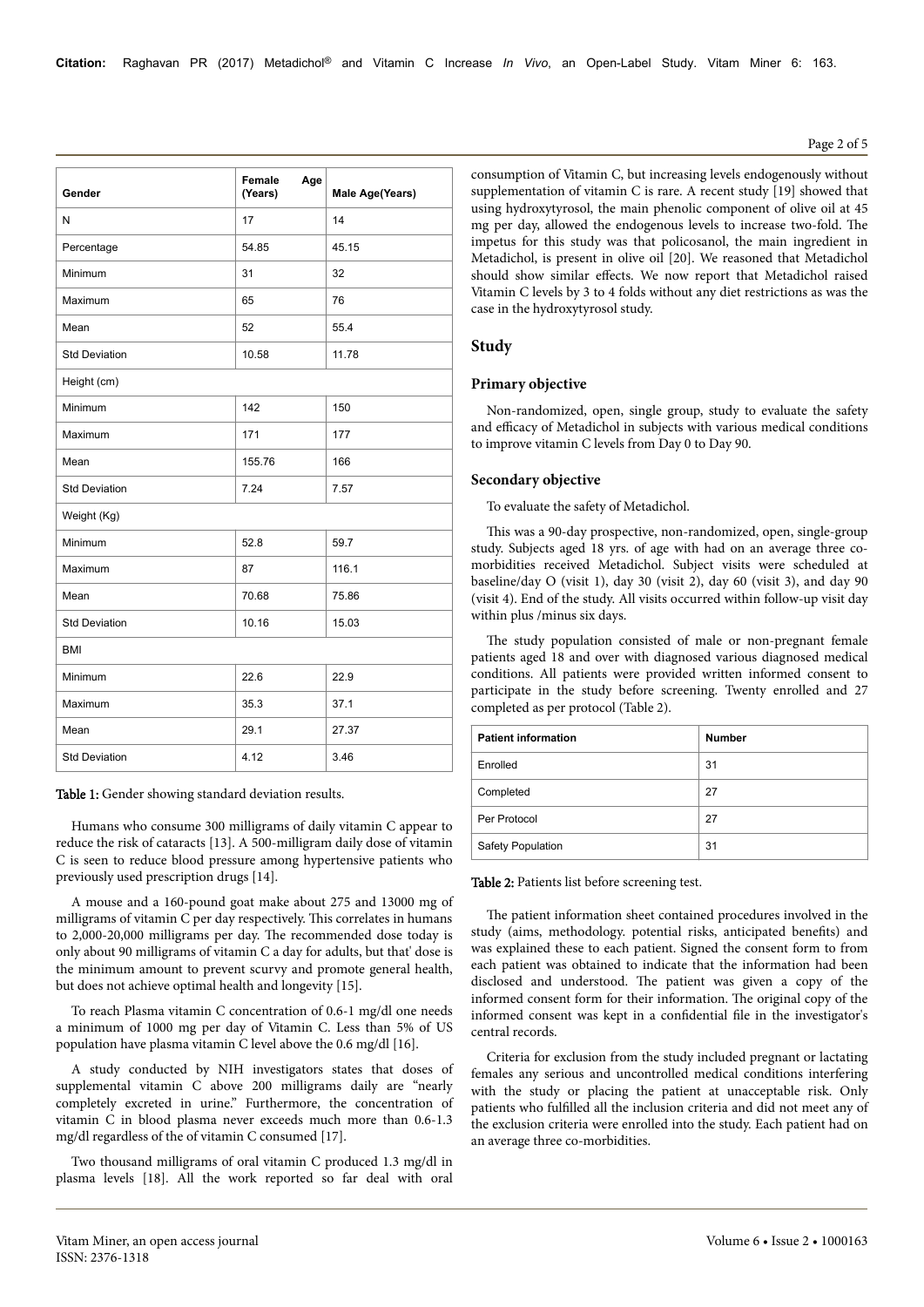| Gender | Female Age (Years) | Male Age(Years) |
|---|---|---|
| N | 17 | 14 |
| Percentage | 54.85 | 45.15 |
| Minimum | 31 | 32 |
| Maximum | 65 | 76 |
| Mean | 52 | 55.4 |
| Std Deviation | 10.58 | 11.78 |
| Height (cm) | | |
| Minimum | 142 | 150 |
| Maximum | 171 | 177 |
| Mean | 155.76 | 166 |
| Std Deviation | 7.24 | 7.57 |
| Weight (Kg) | | |
| Minimum | 52.8 | 59.7 |
| Maximum | 87 | 116.1 |
| Mean | 70.68 | 75.86 |
| Std Deviation | 10.16 | 15.03 |
| BMI | | |
| Minimum | 22.6 | 22.9 |
| Maximum | 35.3 | 37.1 |
| Mean | 29.1 | 27.37 |
| Std Deviation | 4.12 | 3.46 |

**Table 1:** Gender showing standard deviation results.

Humans who consume 300 milligrams of daily vitamin C appear to reduce the risk of cataracts [13]. A 500-milligram daily dose of vitamin C is seen to reduce blood pressure among hypertensive patients who previously used prescription drugs [14].

A mouse and a 160-pound goat make about 275 and 13000 mg of milligrams of vitamin C per day respectively. This correlates in humans to 2,000-20,000 milligrams per day. The recommended dose today is only about 90 milligrams of vitamin C a day for adults, but that' dose is the minimum amount to prevent scurvy and promote general health, but does not achieve optimal health and longevity [15].

To reach Plasma vitamin C concentration of 0.6-1 mg/dl one needs a minimum of 1000 mg per day of Vitamin C. Less than 5% of US population have plasma vitamin C level above the 0.6 mg/dl [16].

A study conducted by NIH investigators states that doses of supplemental vitamin C above 200 milligrams daily are "nearly completely excreted in urine." Furthermore, the concentration of vitamin C in blood plasma never exceeds much more than 0.6-1.3 mg/dl regardless of the of vitamin C consumed [17].

Two thousand milligrams of oral vitamin C produced 1.3 mg/dl in plasma levels [18]. All the work reported so far deal with oral consumption of Vitamin C, but increasing levels endogenously without supplementation of vitamin C is rare. A recent study [19] showed that using hydroxytyrosol, the main phenolic component of olive oil at 45 mg per day, allowed the endogenous levels to increase two-fold. The impetus for this study was that policosanol, the main ingredient in Metadichol, is present in olive oil [20]. We reasoned that Metadichol should show similar effects. We now report that Metadichol raised Vitamin C levels by 3 to 4 folds without any diet restrictions as was the case in the hydroxytyrosol study.

## Study

### Primary objective

Non-randomized, open, single group, study to evaluate the safety and efficacy of Metadichol in subjects with various medical conditions to improve vitamin C levels from Day 0 to Day 90.

### Secondary objective

To evaluate the safety of Metadichol.

This was a 90-day prospective, non-randomized, open, single-group study. Subjects aged 18 yrs. of age with had on an average three co-morbidities received Metadichol. Subject visits were scheduled at baseline/day O (visit 1), day 30 (visit 2), day 60 (visit 3), and day 90 (visit 4). End of the study. All visits occurred within follow-up visit day within plus /minus six days.

The study population consisted of male or non-pregnant female patients aged 18 and over with diagnosed various diagnosed medical conditions. All patients were provided written informed consent to participate in the study before screening. Twenty enrolled and 27 completed as per protocol (Table 2).

| Patient information | Number |
|---|---|
| Enrolled | 31 |
| Completed | 27 |
| Per Protocol | 27 |
| Safety Population | 31 |

**Table 2:** Patients list before screening test.

The patient information sheet contained procedures involved in the study (aims, methodology. potential risks, anticipated benefits) and was explained these to each patient. Signed the consent form to from each patient was obtained to indicate that the information had been disclosed and understood. The patient was given a copy of the informed consent form for their information. The original copy of the informed consent was kept in a confidential file in the investigator's central records.

Criteria for exclusion from the study included pregnant or lactating females any serious and uncontrolled medical conditions interfering with the study or placing the patient at unacceptable risk. Only patients who fulfilled all the inclusion criteria and did not meet any of the exclusion criteria were enrolled into the study. Each patient had on an average three co-morbidities.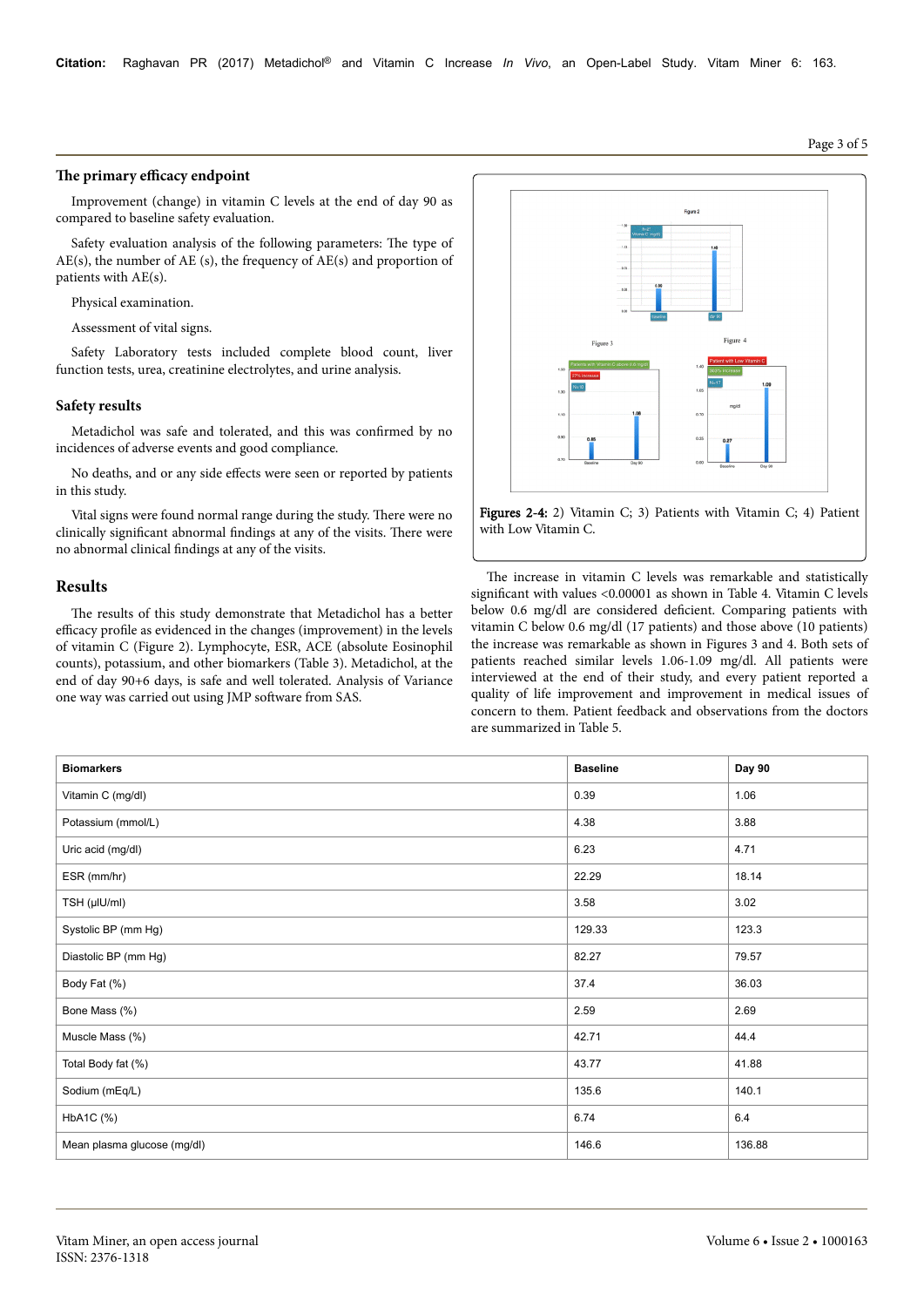### The primary efficacy endpoint

Improvement (change) in vitamin C levels at the end of day 90 as compared to baseline safety evaluation.

Safety evaluation analysis of the following parameters: The type of AE(s), the number of AE (s), the frequency of AE(s) and proportion of patients with AE(s).

Physical examination.

Assessment of vital signs.

Safety Laboratory tests included complete blood count, liver function tests, urea, creatinine electrolytes, and urine analysis.

### Safety results

Metadichol was safe and tolerated, and this was confirmed by no incidences of adverse events and good compliance.

No deaths, and or any side effects were seen or reported by patients in this study.

Vital signs were found normal range during the study. There were no clinically significant abnormal findings at any of the visits. There were no abnormal clinical findings at any of the visits.

## Results

The results of this study demonstrate that Metadichol has a better efficacy profile as evidenced in the changes (improvement) in the levels of vitamin C (Figure 2). Lymphocyte, ESR, ACE (absolute Eosinophil counts), potassium, and other biomarkers (Table 3). Metadichol, at the end of day 90+6 days, is safe and well tolerated. Analysis of Variance one way was carried out using JMP software from SAS.

**Figures 2-4:** 2) Vitamin C; 3) Patients with Vitamin C; 4) Patient with Low Vitamin C.

The increase in vitamin C levels was remarkable and statistically significant with values <0.00001 as shown in Table 4. Vitamin C levels below 0.6 mg/dl are considered deficient. Comparing patients with vitamin C below 0.6 mg/dl (17 patients) and those above (10 patients) the increase was remarkable as shown in Figures 3 and 4. Both sets of patients reached similar levels 1.06-1.09 mg/dl. All patients were interviewed at the end of their study, and every patient reported a quality of life improvement and improvement in medical issues of concern to them. Patient feedback and observations from the doctors are summarized in Table 5.

| Biomarkers | Baseline | Day 90 |
|---|---|---|
| Vitamin C (mg/dl) | 0.39 | 1.06 |
| Potassium (mmol/L) | 4.38 | 3.88 |
| Uric acid (mg/dl) | 6.23 | 4.71 |
| ESR (mm/hr) | 22.29 | 18.14 |
| TSH (µIU/ml) | 3.58 | 3.02 |
| Systolic BP (mm Hg) | 129.33 | 123.3 |
| Diastolic BP (mm Hg) | 82.27 | 79.57 |
| Body Fat (%) | 37.4 | 36.03 |
| Bone Mass (%) | 2.59 | 2.69 |
| Muscle Mass (%) | 42.71 | 44.4 |
| Total Body fat (%) | 43.77 | 41.88 |
| Sodium (mEq/L) | 135.6 | 140.1 |
| HbA1C (%) | 6.74 | 6.4 |
| Mean plasma glucose (mg/dl) | 146.6 | 136.88 |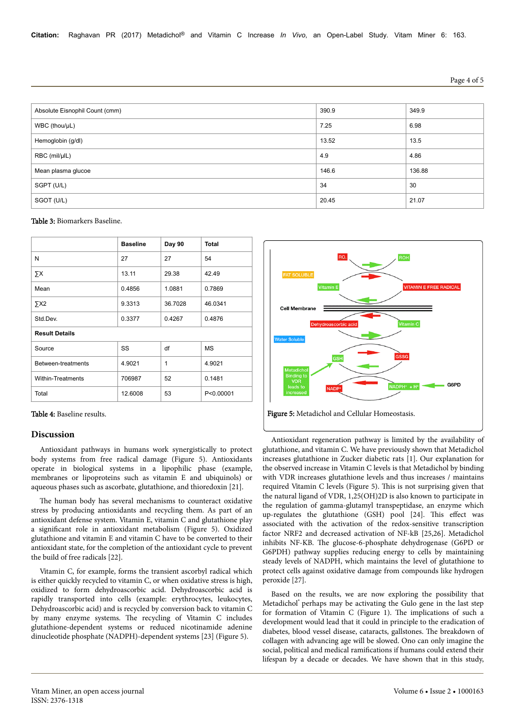| | | |
|---|---|---|
| Absolute Eisnophil Count (cmm) | 390.9 | 349.9 |
| WBC (thou/µL) | 7.25 | 6.98 |
| Hemoglobin (g/dl) | 13.52 | 13.5 |
| RBC (mil/µIL) | 4.9 | 4.86 |
| Mean plasma glucoe | 146.6 | 136.88 |
| SGPT (U/L) | 34 | 30 |
| SGOT (U/L) | 20.45 | 21.07 |

**Table 3:** Biomarkers Baseline.

| | Baseline | Day 90 | Total |
|---|---|---|---|
| N | 27 | 27 | 54 |
| ∑X | 13.11 | 29.38 | 42.49 |
| Mean | 0.4856 | 1.0881 | 0.7869 |
| ∑X2 | 9.3313 | 36.7028 | 46.0341 |
| Std.Dev. | 0.3377 | 0.4267 | 0.4876 |
| **Result Details** | | | |
| Source | SS | df | MS |
| Between-treatments | 4.9021 | 1 | 4.9021 |
| Within-Treatments | 706987 | 52 | 0.1481 |
| Total | 12.6008 | 53 | P<0.00001 |

**Table 4:** Baseline results.

**Figure 5:** Metadichol and Cellular Homeostasis.

## Discussion

Antioxidant pathways in humans work synergistically to protect body systems from free radical damage (Figure 5). Antioxidants operate in biological systems in a lipophilic phase (example, membranes or lipoproteins such as vitamin E and ubiquinols) or aqueous phases such as ascorbate, glutathione, and thioredoxin [21].

The human body has several mechanisms to counteract oxidative stress by producing antioxidants and recycling them. As part of an antioxidant defense system. Vitamin E, vitamin C and glutathione play a significant role in antioxidant metabolism (Figure 5). Oxidized glutathione and vitamin E and vitamin C have to be converted to their antioxidant state, for the completion of the antioxidant cycle to prevent the build of free radicals [22].

Vitamin C, for example, forms the transient ascorbyl radical which is either quickly recycled to vitamin C, or when oxidative stress is high, oxidized to form dehydroascorbic acid. Dehydroascorbic acid is rapidly transported into cells (example: erythrocytes, leukocytes, Dehydroascorbic acid) and is recycled by conversion back to vitamin C by many enzyme systems. The recycling of Vitamin C includes glutathione-dependent systems or reduced nicotinamide adenine dinucleotide phosphate (NADPH)-dependent systems [23] (Figure 5).

Antioxidant regeneration pathway is limited by the availability of glutathione, and vitamin C. We have previously shown that Metadichol increases glutathione in Zucker diabetic rats [1]. Our explanation for the observed increase in Vitamin C levels is that Metadichol by binding with VDR increases glutathione levels and thus increases / maintains required Vitamin C levels (Figure 5). This is not surprising given that the natural ligand of VDR, 1,25(OH)2D is also known to participate in the regulation of gamma-glutamyl transpeptidase, an enzyme which up-regulates the glutathione (GSH) pool [24]. This effect was associated with the activation of the redox-sensitive transcription factor NRF2 and decreased activation of NF-kB [25,26]. Metadichol inhibits NF-KB. The glucose-6-phosphate dehydrogenase (G6PD or G6PDH) pathway supplies reducing energy to cells by maintaining steady levels of NADPH, which maintains the level of glutathione to protect cells against oxidative damage from compounds like hydrogen peroxide [27].

Based on the results, we are now exploring the possibility that Metadichol® perhaps may be activating the Gulo gene in the last step for formation of Vitamin C (Figure 1). The implications of such a development would lead that it could in principle to the eradication of diabetes, blood vessel disease, cataracts, gallstones. The breakdown of collagen with advancing age will be slowed. Ono can only imagine the social, political and medical ramifications if humans could extend their lifespan by a decade or decades. We have shown that in this study,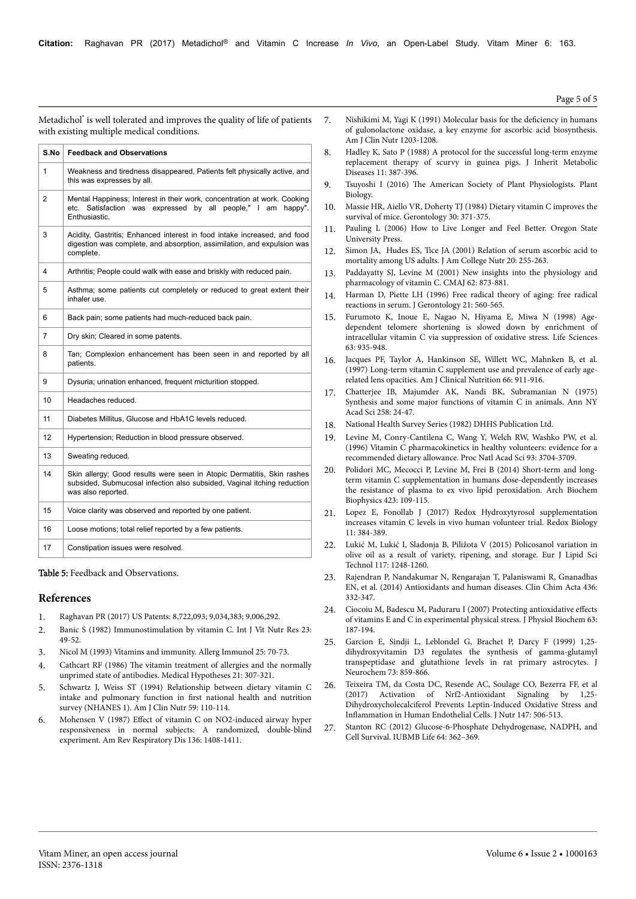Metadichol® is well tolerated and improves the quality of life of patients with existing multiple medical conditions.

| S.No | Feedback and Observations |
|---|---|
| 1 | Weakness and tiredness disappeared, Patients felt physically active, and this was expresses by all. |
| 2 | Mental Happiness; Interest in their work, concentration at work. Cooking etc. Satisfaction was expressed by all people," I am happy". Enthusiastic. |
| 3 | Acidity, Gastritis; Enhanced interest in food intake increased, and food digestion was complete, and absorption, assimilation, and expulsion was complete. |
| 4 | Arthritis; People could walk with ease and briskly with reduced pain. |
| 5 | Asthma; some patients cut completely or reduced to great extent their inhaler use. |
| 6 | Back pain; some patients had much-reduced back pain. |
| 7 | Dry skin; Cleared in some patents. |
| 8 | Tan; Complexion enhancement has been seen in and reported by all patients. |
| 9 | Dysuria; urination enhanced, frequent micturition stopped. |
| 10 | Headaches reduced. |
| 11 | Diabetes Millitus, Glucose and HbA1C levels reduced. |
| 12 | Hypertension; Reduction in blood pressure observed. |
| 13 | Sweating reduced. |
| 14 | Skin allergy; Good results were seen in Atopic Dermatitis, Skin rashes subsided, Submucosal infection also subsided, Vaginal itching reduction was also reported. |
| 15 | Voice clarity was observed and reported by one patient. |
| 16 | Loose motions; total relief reported by a few patients. |
| 17 | Constipation issues were resolved. |

**Table 5:** Feedback and Observations.

## References

1. Raghavan PR (2017) US Patents: 8,722,093; 9,034,383; 9,006,292.
2. Banic S (1982) Immunostimulation by vitamin C. Int J Vit Nutr Res 23: 49-52.
3. Nicol M (1993) Vitamins and immunity. Allerg Immunol 25: 70-73.
4. Cathcart RF (1986) The vitamin treatment of allergies and the normally unprimed state of antibodies. Medical Hypotheses 21: 307-321.
5. Schwartz J, Weiss ST (1994) Relationship between dietary vitamin C intake and pulmonary function in first national health and nutrition survey (NHANES 1). Am J Clin Nutr 59: 110-114.
6. Mohensen V (1987) Effect of vitamin C on NO2-induced airway hyper responsiveness in normal subjects: A randomized, double-blind experiment. Am Rev Respiratory Dis 136: 1408-1411.
7. Nishikimi M, Yagi K (1991) Molecular basis for the deficiency in humans of gulonolactone oxidase, a key enzyme for ascorbic acid biosynthesis. Am J Clin Nutr 1203-1208.
8. Hadley K, Sato P (1988) A protocol for the successful long-term enzyme replacement therapy of scurvy in guinea pigs. J Inherit Metabolic Diseases 11: 387-396.
9. Tsuyoshi I (2016) The American Society of Plant Physiologists. Plant Biology.
10. Massie HR, Aiello VR, Doherty TJ (1984) Dietary vitamin C improves the survival of mice. Gerontology 30: 371-375.
11. Pauling L (2006) How to Live Longer and Feel Better. Oregon State University Press.
12. Simon JA, Hudes ES, Tice JA (2001) Relation of serum ascorbic acid to mortality among US adults. J Am College Nutr 20: 255-263.
13. Paddayatty SJ, Levine M (2001) New insights into the physiology and pharmacology of vitamin C. CMAJ 62: 873-881.
14. Harman D, Piette LH (1996) Free radical theory of aging: free radical reactions in serum. J Gerontology 21: 560-565.
15. Furumoto K, Inoue E, Nagao N, Hiyama E, Miwa N (1998) Age-dependent telomere shortening is slowed down by enrichment of intracellular vitamin C via suppression of oxidative stress. Life Sciences 63: 935-948.
16. Jacques PF, Taylor A, Hankinson SE, Willett WC, Mahnken B, et al. (1997) Long-term vitamin C supplement use and prevalence of early age-related lens opacities. Am J Clinical Nutrition 66: 911-916.
17. Chatterjee IB, Majumder AK, Nandi BK, Subramanian N (1975) Synthesis and some major functions of vitamin C in animals. Ann NY Acad Sci 258: 24-47.
18. National Health Survey Series (1982) DHHS Publication Ltd.
19. Levine M, Conry-Cantilena C, Wang Y, Welch RW, Washko PW, et al. (1996) Vitamin C pharmacokinetics in healthy volunteers: evidence for a recommended dietary allowance. Proc Natl Acad Sci 93: 3704-3709.
20. Polidori MC, Mecocci P, Levine M, Frei B (2014) Short-term and long-term vitamin C supplementation in humans dose-dependently increases the resistance of plasma to ex vivo lipid peroxidation. Arch Biochem Biophysics 423: 109-115.
21. Lopez E, Fonollab J (2017) Redox Hydroxytyrosol supplementation increases vitamin C levels in vivo human volunteer trial. Redox Biology 11: 384-389.
22. Lukić M, Lukić I, Sladonja B, Piližota V (2015) Policosanol variation in olive oil as a result of variety, ripening, and storage. Eur J Lipid Sci Technol 117: 1248-1260.
23. Rajendran P, Nandakumar N, Rengarajan T, Palaniswami R, Gnanadhas EN, et al. (2014) Antioxidants and human diseases. Clin Chim Acta 436: 332-347.
24. Ciocoiu M, Badescu M, Paduraru I (2007) Protecting antioxidative effects of vitamins E and C in experimental physical stress. J Physiol Biochem 63: 187-194.
25. Garcion E, Sindji L, Leblondel G, Brachet P, Darcy F (1999) 1,25-dihydroxyvitamin D3 regulates the synthesis of gamma-glutamyl transpeptidase and glutathione levels in rat primary astrocytes. J Neurochem 73: 859-866.
26. Teixeira TM, da Costa DC, Resende AC, Soulage CO, Bezerra FF, et al (2017) Activation of Nrf2-Antioxidant Signaling by 1,25-Dihydroxycholecalciferol Prevents Leptin-Induced Oxidative Stress and Inflammation in Human Endothelial Cells. J Nutr 147: 506-513.
27. Stanton RC (2012) Glucose-6-Phosphate Dehydrogenase, NADPH, and Cell Survival. IUBMB Life 64: 362–369.